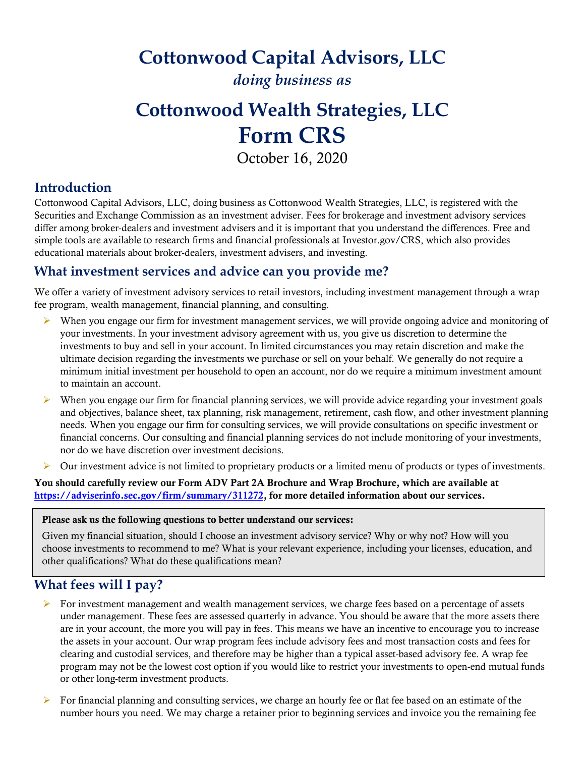# Cottonwood Capital Advisors, LLC

*doing business as*

# Cottonwood Wealth Strategies, LLC

# Form CRS

October 16, 2020

## Introduction

Cottonwood Capital Advisors, LLC, doing business as Cottonwood Wealth Strategies, LLC, is registered with the Securities and Exchange Commission as an investment adviser. Fees for brokerage and investment advisory services differ among broker-dealers and investment advisers and it is important that you understand the differences. Free and simple tools are available to research firms and financial professionals at Investor.gov/CRS, which also provides educational materials about broker-dealers, investment advisers, and investing.

## What investment services and advice can you provide me?

We offer a variety of investment advisory services to retail investors, including investment management through a wrap fee program, wealth management, financial planning, and consulting.

- When you engage our firm for investment management services, we will provide ongoing advice and monitoring of your investments. In your investment advisory agreement with us, you give us discretion to determine the investments to buy and sell in your account. In limited circumstances you may retain discretion and make the ultimate decision regarding the investments we purchase or sell on your behalf. We generally do not require a minimum initial investment per household to open an account, nor do we require a minimum investment amount to maintain an account.
- When you engage our firm for financial planning services, we will provide advice regarding your investment goals and objectives, balance sheet, tax planning, risk management, retirement, cash flow, and other investment planning needs. When you engage our firm for consulting services, we will provide consultations on specific investment or financial concerns. Our consulting and financial planning services do not include monitoring of your investments, nor do we have discretion over investment decisions.
- Our investment advice is not limited to proprietary products or a limited menu of products or types of investments.

**You should carefully review our Form ADV Part 2A Brochure and Wrap Brochure, which are available at [https://adviserinfo.sec.gov/firm/summary/311272](https://adviserinfo.sec.gov/firm/summary/311272), for more detailed information about our services.**

**Please ask us the following questions to better understand our services:**

Given my financial situation, should I choose an investment advisory service? Why or why not? How will you choose investments to recommend to me? What is your relevant experience, including your licenses, education, and other qualifications? What do these qualifications mean?

## What fees will I pay?

- For investment management and wealth management services, we charge fees based on a percentage of assets under management. These fees are assessed quarterly in advance. You should be aware that the more assets there are in your account, the more you will pay in fees. This means we have an incentive to encourage you to increase the assets in your account. Our wrap program fees include advisory fees and most transaction costs and fees for clearing and custodial services, and therefore may be higher than a typical asset-based advisory fee. A wrap fee program may not be the lowest cost option if you would like to restrict your investments to open-end mutual funds or other long-term investment products.
- For financial planning and consulting services, we charge an hourly fee or flat fee based on an estimate of the number hours you need. We may charge a retainer prior to beginning services and invoice you the remaining fee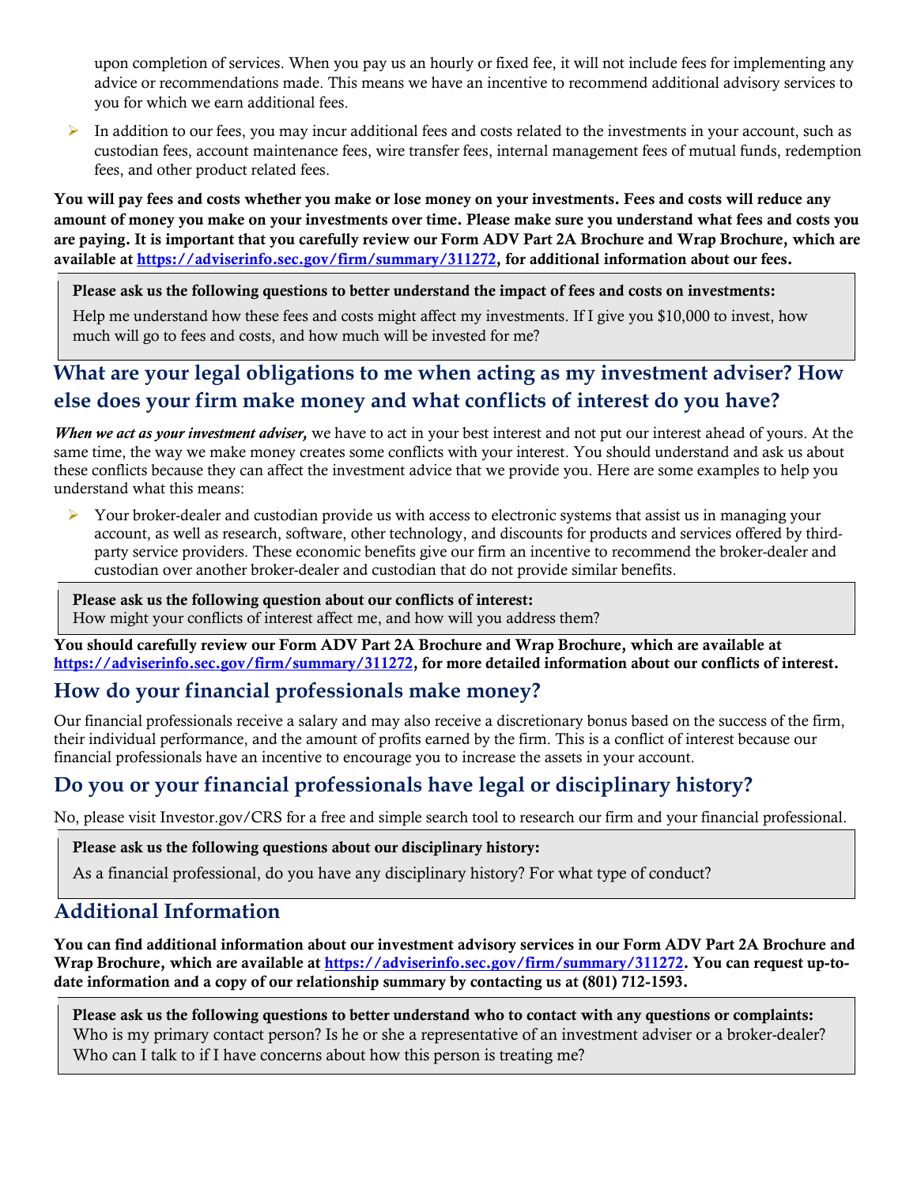upon completion of services. When you pay us an hourly or fixed fee, it will not include fees for implementing any advice or recommendations made. This means we have an incentive to recommend additional advisory services to you for which we earn additional fees.

- In addition to our fees, you may incur additional fees and costs related to the investments in your account, such as custodian fees, account maintenance fees, wire transfer fees, internal management fees of mutual funds, redemption fees, and other product related fees.

**You will pay fees and costs whether you make or lose money on your investments. Fees and costs will reduce any amount of money you make on your investments over time. Please make sure you understand what fees and costs you are paying. It is important that you carefully review our Form ADV Part 2A Brochure and Wrap Brochure, which are available at [https://adviserinfo.sec.gov/firm/summary/311272](https://adviserinfo.sec.gov/firm/summary/311272), for additional information about our fees.**

> **Please ask us the following questions to better understand the impact of fees and costs on investments:**
>
> Help me understand how these fees and costs might affect my investments. If I give you $10,000 to invest, how much will go to fees and costs, and how much will be invested for me?

## What are your legal obligations to me when acting as my investment adviser? How else does your firm make money and what conflicts of interest do you have?

***When we act as your investment adviser,*** we have to act in your best interest and not put our interest ahead of yours. At the same time, the way we make money creates some conflicts with your interest. You should understand and ask us about these conflicts because they can affect the investment advice that we provide you. Here are some examples to help you understand what this means:

- Your broker-dealer and custodian provide us with access to electronic systems that assist us in managing your account, as well as research, software, other technology, and discounts for products and services offered by third-party service providers. These economic benefits give our firm an incentive to recommend the broker-dealer and custodian over another broker-dealer and custodian that do not provide similar benefits.

> **Please ask us the following question about our conflicts of interest:**
> How might your conflicts of interest affect me, and how will you address them?

**You should carefully review our Form ADV Part 2A Brochure and Wrap Brochure, which are available at [https://adviserinfo.sec.gov/firm/summary/311272](https://adviserinfo.sec.gov/firm/summary/311272), for more detailed information about our conflicts of interest.**

## How do your financial professionals make money?

Our financial professionals receive a salary and may also receive a discretionary bonus based on the success of the firm, their individual performance, and the amount of profits earned by the firm. This is a conflict of interest because our financial professionals have an incentive to encourage you to increase the assets in your account.

## Do you or your financial professionals have legal or disciplinary history?

No, please visit Investor.gov/CRS for a free and simple search tool to research our firm and your financial professional.

> **Please ask us the following questions about our disciplinary history:**
>
> As a financial professional, do you have any disciplinary history? For what type of conduct?

## Additional Information

**You can find additional information about our investment advisory services in our Form ADV Part 2A Brochure and Wrap Brochure, which are available at [https://adviserinfo.sec.gov/firm/summary/311272](https://adviserinfo.sec.gov/firm/summary/311272). You can request up-to-date information and a copy of our relationship summary by contacting us at (801) 712-1593.**

> **Please ask us the following questions to better understand who to contact with any questions or complaints:**
> Who is my primary contact person? Is he or she a representative of an investment adviser or a broker-dealer? Who can I talk to if I have concerns about how this person is treating me?